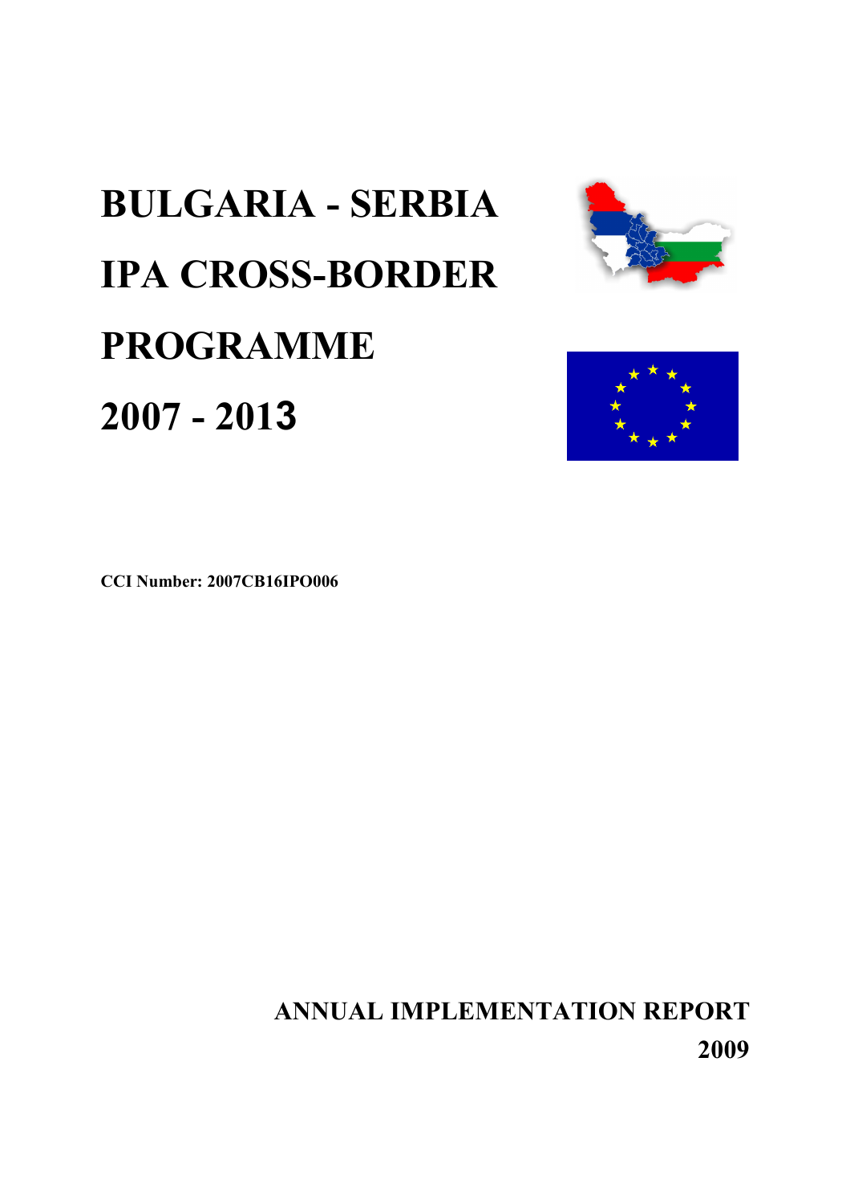# BULGARIA - SERBIA IPA CROSS-BORDER PROGRAMME 2007 - 2013

**CCI Number: 2007CB16IPO006**

**ANNUAL IMPLEMENTATION REPORT 2009**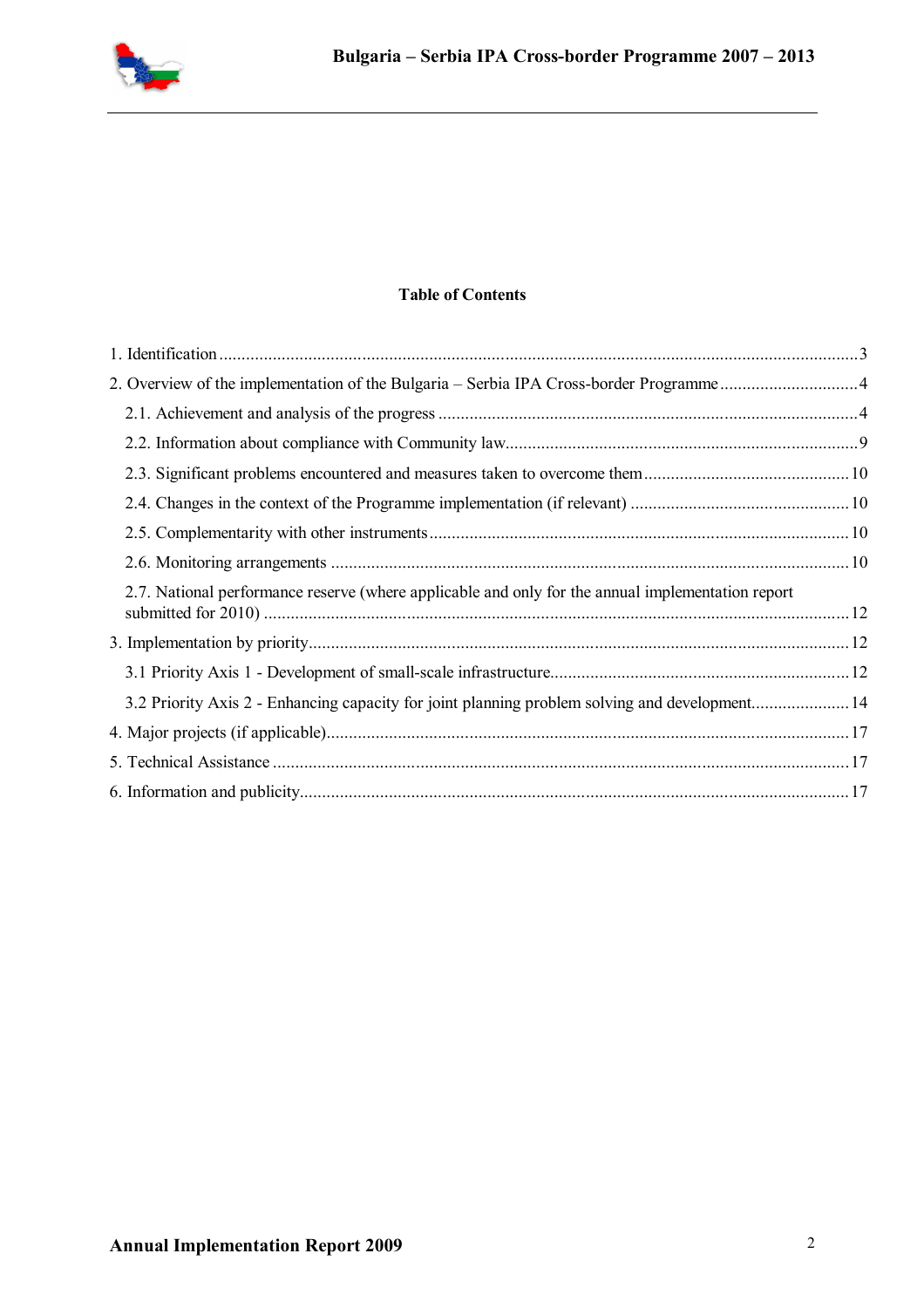## Table of Contents

1. Identification ..... 3
2. Overview of the implementation of the Bulgaria – Serbia IPA Cross-border Programme ..... 4
   - 2.1. Achievement and analysis of the progress ..... 4
   - 2.2. Information about compliance with Community law ..... 9
   - 2.3. Significant problems encountered and measures taken to overcome them ..... 10
   - 2.4. Changes in the context of the Programme implementation (if relevant) ..... 10
   - 2.5. Complementarity with other instruments ..... 10
   - 2.6. Monitoring arrangements ..... 10
   - 2.7. National performance reserve (where applicable and only for the annual implementation report submitted for 2010) ..... 12
3. Implementation by priority ..... 12
   - 3.1 Priority Axis 1 - Development of small-scale infrastructure ..... 12
   - 3.2 Priority Axis 2 - Enhancing capacity for joint planning problem solving and development ..... 14
4. Major projects (if applicable) ..... 17
5. Technical Assistance ..... 17
6. Information and publicity ..... 17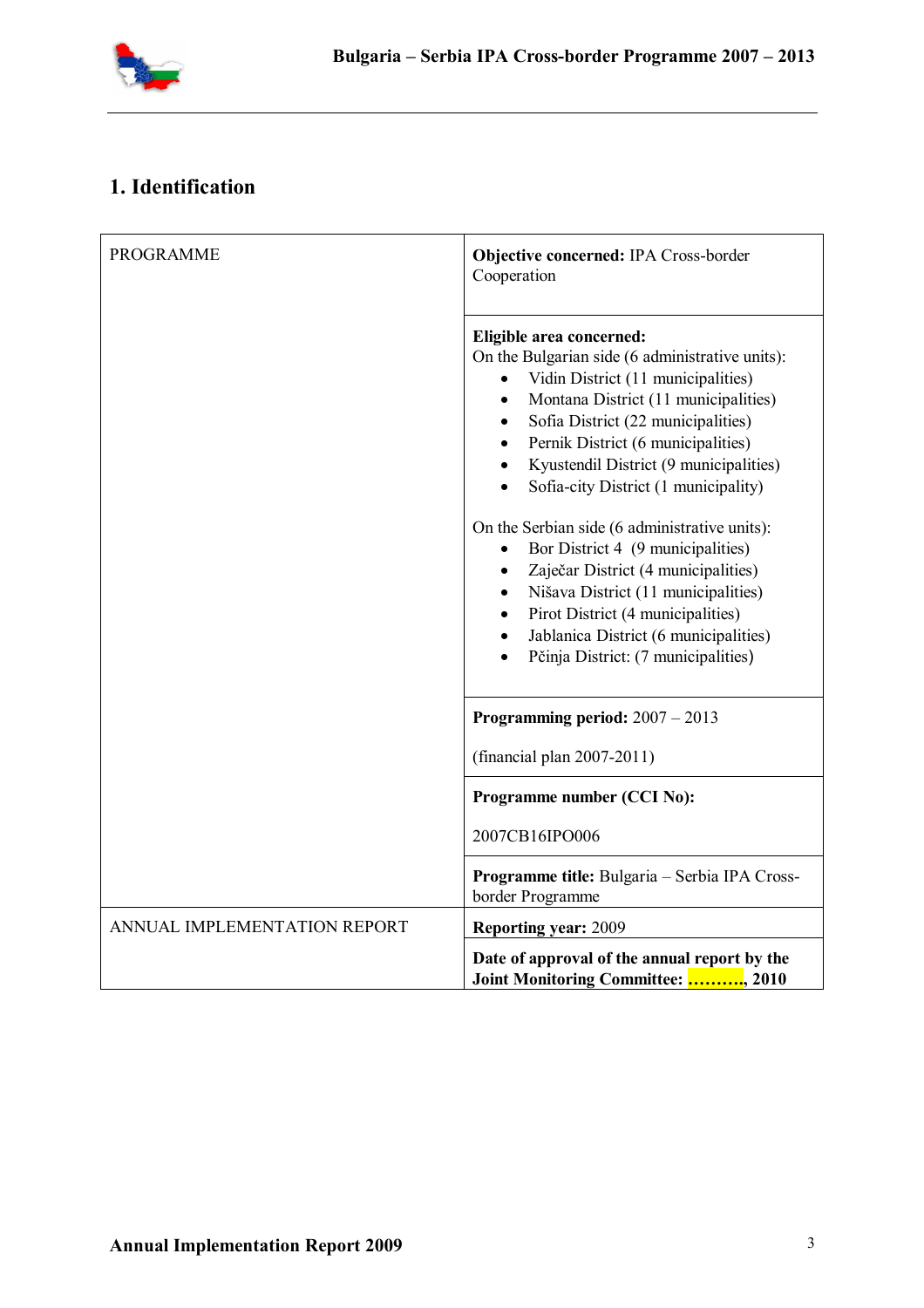## 1. Identification

| | |
|---|---|
| PROGRAMME | **Objective concerned:** IPA Cross-border Cooperation |
| | **Eligible area concerned:**<br>On the Bulgarian side (6 administrative units):<br>• Vidin District (11 municipalities)<br>• Montana District (11 municipalities)<br>• Sofia District (22 municipalities)<br>• Pernik District (6 municipalities)<br>• Kyustendil District (9 municipalities)<br>• Sofia-city District (1 municipality)<br><br>On the Serbian side (6 administrative units):<br>• Bor District 4 (9 municipalities)<br>• Zaječar District (4 municipalities)<br>• Nišava District (11 municipalities)<br>• Pirot District (4 municipalities)<br>• Jablanica District (6 municipalities)<br>• Pčinja District: (7 municipalities) |
| | **Programming period:** 2007 – 2013<br><br>(financial plan 2007-2011) |
| | **Programme number (CCI No):**<br><br>2007CB16IPO006 |
| | **Programme title:** Bulgaria – Serbia IPA Cross-border Programme |
| ANNUAL IMPLEMENTATION REPORT | **Reporting year:** 2009 |
| | **Date of approval of the annual report by the Joint Monitoring Committee: ……….., 2010** |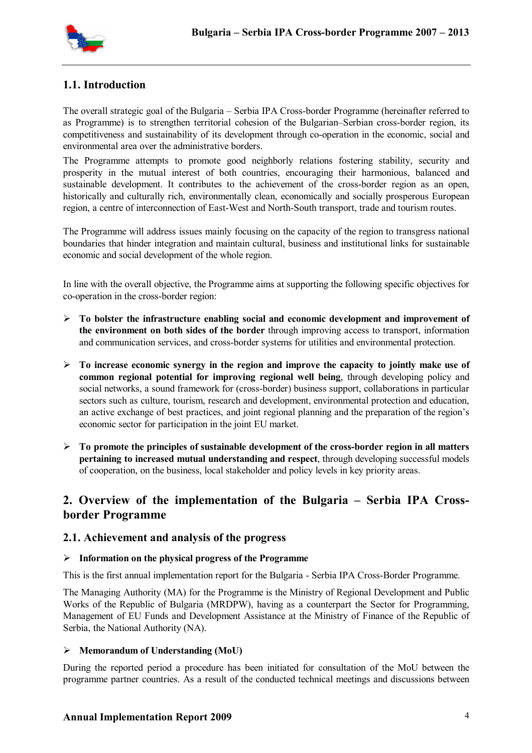## 1.1. Introduction

The overall strategic goal of the Bulgaria – Serbia IPA Cross-border Programme (hereinafter referred to as Programme) is to strengthen territorial cohesion of the Bulgarian–Serbian cross-border region, its competitiveness and sustainability of its development through co-operation in the economic, social and environmental area over the administrative borders.

The Programme attempts to promote good neighborly relations fostering stability, security and prosperity in the mutual interest of both countries, encouraging their harmonious, balanced and sustainable development. It contributes to the achievement of the cross-border region as an open, historically and culturally rich, environmentally clean, economically and socially prosperous European region, a centre of interconnection of East-West and North-South transport, trade and tourism routes.

The Programme will address issues mainly focusing on the capacity of the region to transgress national boundaries that hinder integration and maintain cultural, business and institutional links for sustainable economic and social development of the whole region.

In line with the overall objective, the Programme aims at supporting the following specific objectives for co-operation in the cross-border region:

- **To bolster the infrastructure enabling social and economic development and improvement of the environment on both sides of the border** through improving access to transport, information and communication services, and cross-border systems for utilities and environmental protection.
- **To increase economic synergy in the region and improve the capacity to jointly make use of common regional potential for improving regional well being**, through developing policy and social networks, a sound framework for (cross-border) business support, collaborations in particular sectors such as culture, tourism, research and development, environmental protection and education, an active exchange of best practices, and joint regional planning and the preparation of the region's economic sector for participation in the joint EU market.
- **To promote the principles of sustainable development of the cross-border region in all matters pertaining to increased mutual understanding and respect**, through developing successful models of cooperation, on the business, local stakeholder and policy levels in key priority areas.

# 2. Overview of the implementation of the Bulgaria – Serbia IPA Cross-border Programme

## 2.1. Achievement and analysis of the progress

- **Information on the physical progress of the Programme**

This is the first annual implementation report for the Bulgaria - Serbia IPA Cross-Border Programme.

The Managing Authority (MA) for the Programme is the Ministry of Regional Development and Public Works of the Republic of Bulgaria (MRDPW), having as a counterpart the Sector for Programming, Management of EU Funds and Development Assistance at the Ministry of Finance of the Republic of Serbia, the National Authority (NA).

- **Memorandum of Understanding (MoU)**

During the reported period a procedure has been initiated for consultation of the MoU between the programme partner countries. As a result of the conducted technical meetings and discussions between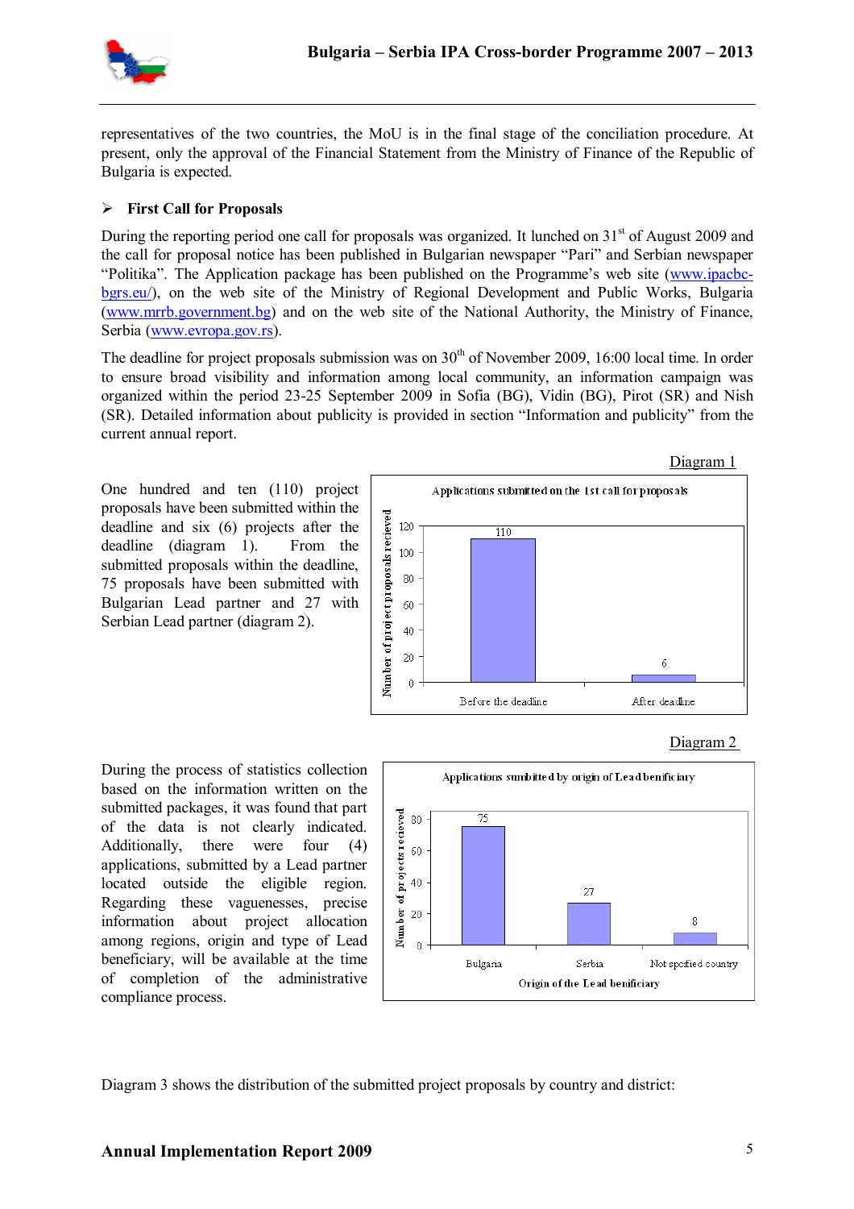representatives of the two countries, the MoU is in the final stage of the conciliation procedure. At present, only the approval of the Financial Statement from the Ministry of Finance of the Republic of Bulgaria is expected.

➢ **First Call for Proposals**

During the reporting period one call for proposals was organized. It lunched on 31st of August 2009 and the call for proposal notice has been published in Bulgarian newspaper "Pari" and Serbian newspaper "Politika". The Application package has been published on the Programme's web site (www.ipacbc-bgrs.eu/), on the web site of the Ministry of Regional Development and Public Works, Bulgaria (www.mrrb.government.bg) and on the web site of the National Authority, the Ministry of Finance, Serbia (www.evropa.gov.rs).

The deadline for project proposals submission was on 30th of November 2009, 16:00 local time. In order to ensure broad visibility and information among local community, an information campaign was organized within the period 23-25 September 2009 in Sofia (BG), Vidin (BG), Pirot (SR) and Nish (SR). Detailed information about publicity is provided in section "Information and publicity" from the current annual report.

Diagram 1

One hundred and ten (110) project proposals have been submitted within the deadline and six (6) projects after the deadline (diagram 1). From the submitted proposals within the deadline, 75 proposals have been submitted with Bulgarian Lead partner and 27 with Serbian Lead partner (diagram 2).

Applications submitted on the 1st call for proposals

| | Number of project proposals recieved |
|---|---|
| Before the deadline | 110 |
| After deadline | 6 |

Diagram 2

During the process of statistics collection based on the information written on the submitted packages, it was found that part of the data is not clearly indicated. Additionally, there were four (4) applications, submitted by a Lead partner located outside the eligible region. Regarding these vaguenesses, precise information about project allocation among regions, origin and type of Lead beneficiary, will be available at the time of completion of the administrative compliance process.

Applications sumbitted by origin of Lead benificiary

| Origin of the Lead benificiary | Number of projects recieved |
|---|---|
| Bulgaria | 75 |
| Serbia | 27 |
| Not spcified country | 8 |

Diagram 3 shows the distribution of the submitted project proposals by country and district: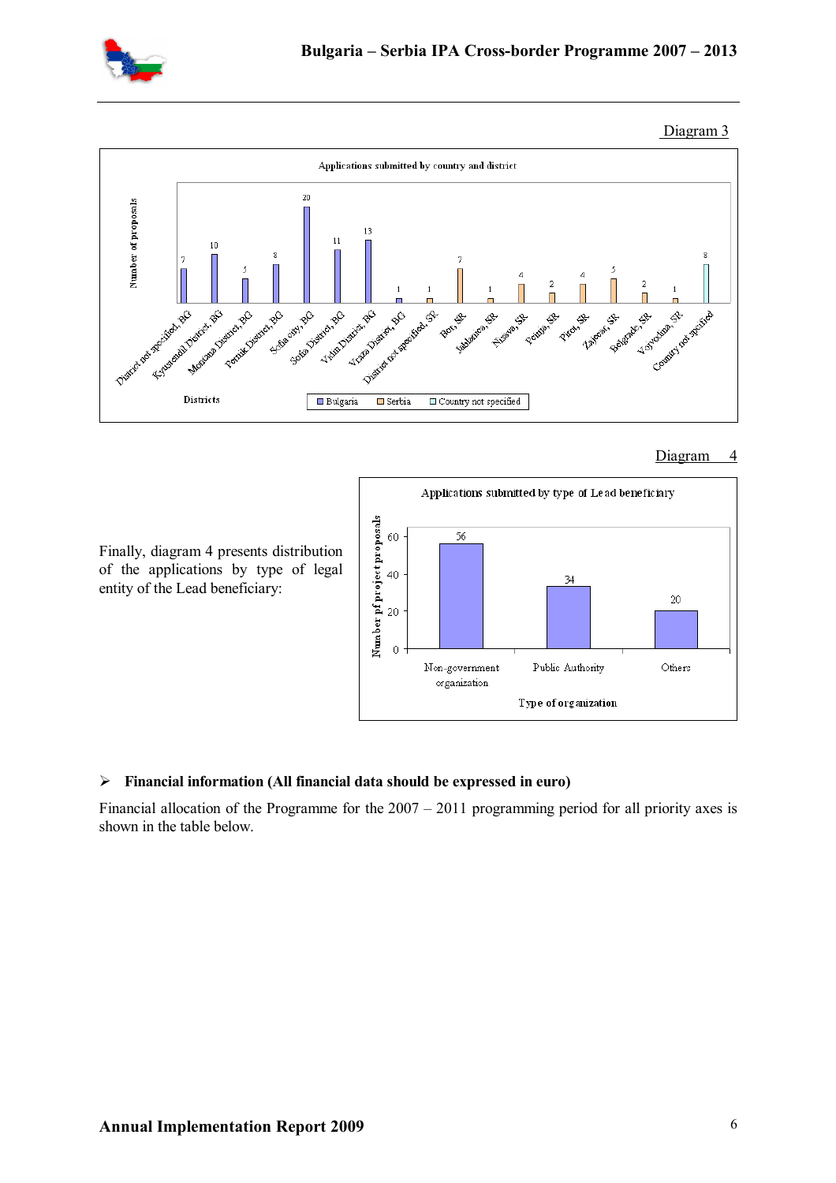Diagram 3

Applications submitted by country and district

Diagram 4

Finally, diagram 4 presents distribution of the applications by type of legal entity of the Lead beneficiary:

Applications submitted by type of Lead beneficiary

- ➢ **Financial information (All financial data should be expressed in euro)**

Financial allocation of the Programme for the 2007 – 2011 programming period for all priority axes is shown in the table below.

**Annual Implementation Report 2009**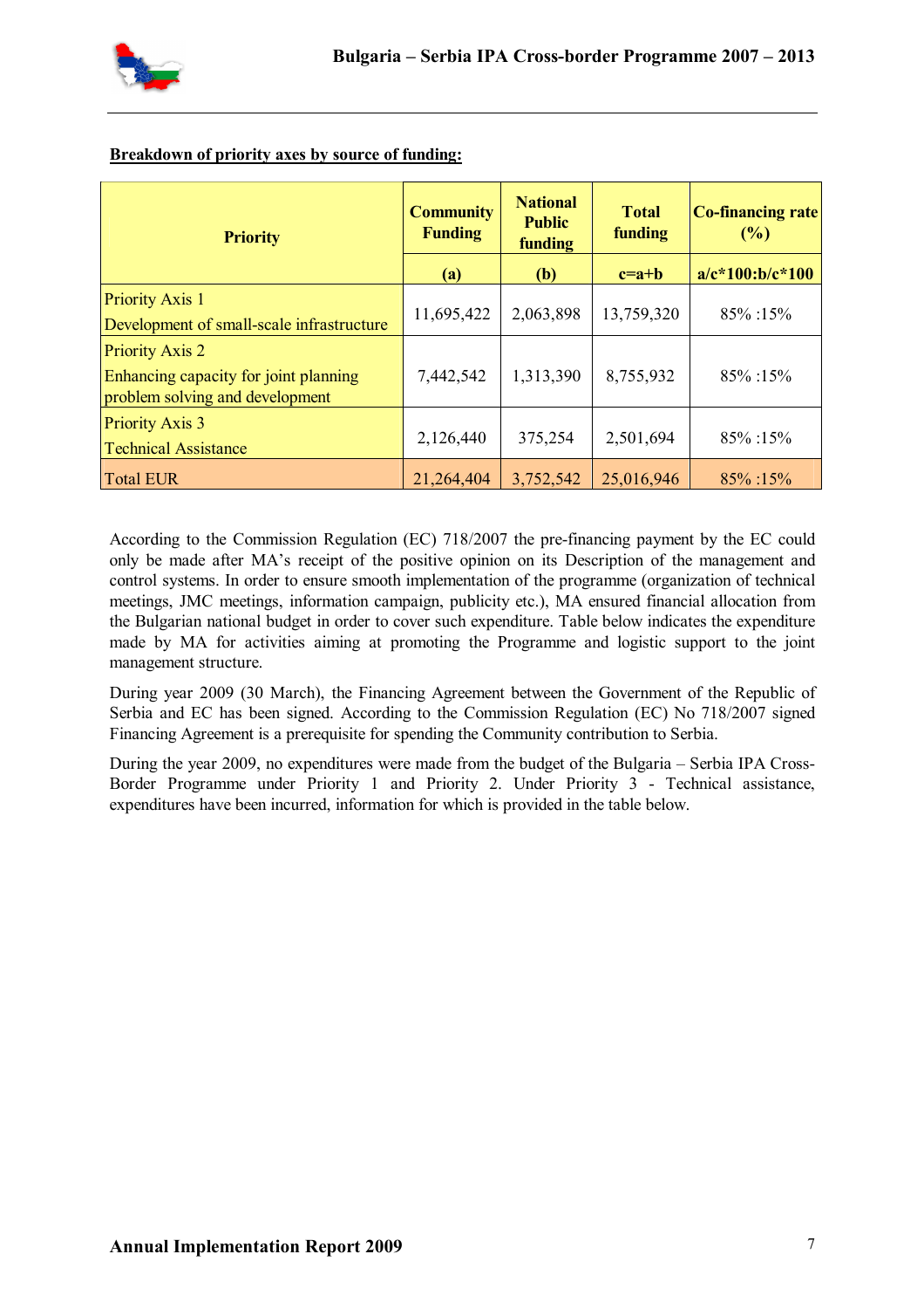**Breakdown of priority axes by source of funding:**

| Priority | Community Funding | National Public funding | Total funding | Co-financing rate (%) |
|---|---|---|---|---|
| | (a) | (b) | c=a+b | a/c*100:b/c*100 |
| Priority Axis 1<br>Development of small-scale infrastructure | 11,695,422 | 2,063,898 | 13,759,320 | 85% :15% |
| Priority Axis 2<br>Enhancing capacity for joint planning problem solving and development | 7,442,542 | 1,313,390 | 8,755,932 | 85% :15% |
| Priority Axis 3<br>Technical Assistance | 2,126,440 | 375,254 | 2,501,694 | 85% :15% |
| Total EUR | 21,264,404 | 3,752,542 | 25,016,946 | 85% :15% |

According to the Commission Regulation (EC) 718/2007 the pre-financing payment by the EC could only be made after MA's receipt of the positive opinion on its Description of the management and control systems. In order to ensure smooth implementation of the programme (organization of technical meetings, JMC meetings, information campaign, publicity etc.), MA ensured financial allocation from the Bulgarian national budget in order to cover such expenditure. Table below indicates the expenditure made by MA for activities aiming at promoting the Programme and logistic support to the joint management structure.

During year 2009 (30 March), the Financing Agreement between the Government of the Republic of Serbia and EC has been signed. According to the Commission Regulation (EC) No 718/2007 signed Financing Agreement is a prerequisite for spending the Community contribution to Serbia.

During the year 2009, no expenditures were made from the budget of the Bulgaria – Serbia IPA Cross-Border Programme under Priority 1 and Priority 2. Under Priority 3 - Technical assistance, expenditures have been incurred, information for which is provided in the table below.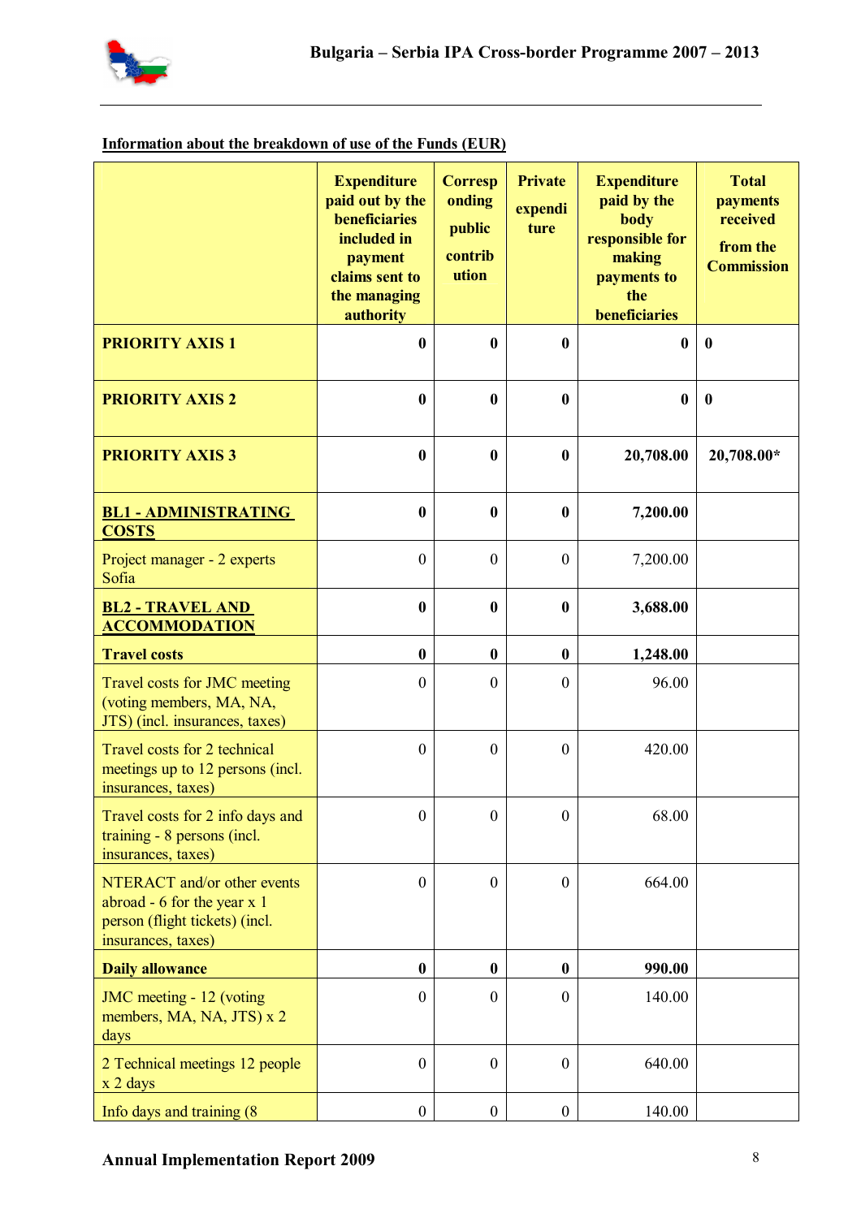**Information about the breakdown of use of the Funds (EUR)**

| | Expenditure paid out by the beneficiaries included in payment claims sent to the managing authority | Corresponding public contribution | Private expenditure | Expenditure paid by the body responsible for making payments to the beneficiaries | Total payments received from the Commission |
|---|---|---|---|---|---|
| **PRIORITY AXIS 1** | **0** | **0** | **0** | **0** | **0** |
| **PRIORITY AXIS 2** | **0** | **0** | **0** | **0** | **0** |
| **PRIORITY AXIS 3** | **0** | **0** | **0** | **20,708.00** | **20,708.00*** |
| **BL1 - ADMINISTRATING COSTS** | **0** | **0** | **0** | **7,200.00** | |
| Project manager - 2 experts Sofia | 0 | 0 | 0 | 7,200.00 | |
| **BL2 - TRAVEL AND ACCOMMODATION** | **0** | **0** | **0** | **3,688.00** | |
| **Travel costs** | **0** | **0** | **0** | **1,248.00** | |
| Travel costs for JMC meeting (voting members, MA, NA, JTS) (incl. insurances, taxes) | 0 | 0 | 0 | 96.00 | |
| Travel costs for 2 technical meetings up to 12 persons (incl. insurances, taxes) | 0 | 0 | 0 | 420.00 | |
| Travel costs for 2 info days and training - 8 persons (incl. insurances, taxes) | 0 | 0 | 0 | 68.00 | |
| NTERACT and/or other events abroad - 6 for the year x 1 person (flight tickets) (incl. insurances, taxes) | 0 | 0 | 0 | 664.00 | |
| **Daily allowance** | **0** | **0** | **0** | **990.00** | |
| JMC meeting - 12 (voting members, MA, NA, JTS) x 2 days | 0 | 0 | 0 | 140.00 | |
| 2 Technical meetings 12 people x 2 days | 0 | 0 | 0 | 640.00 | |
| Info days and training (8 | 0 | 0 | 0 | 140.00 | |

**Annual Implementation Report 2009**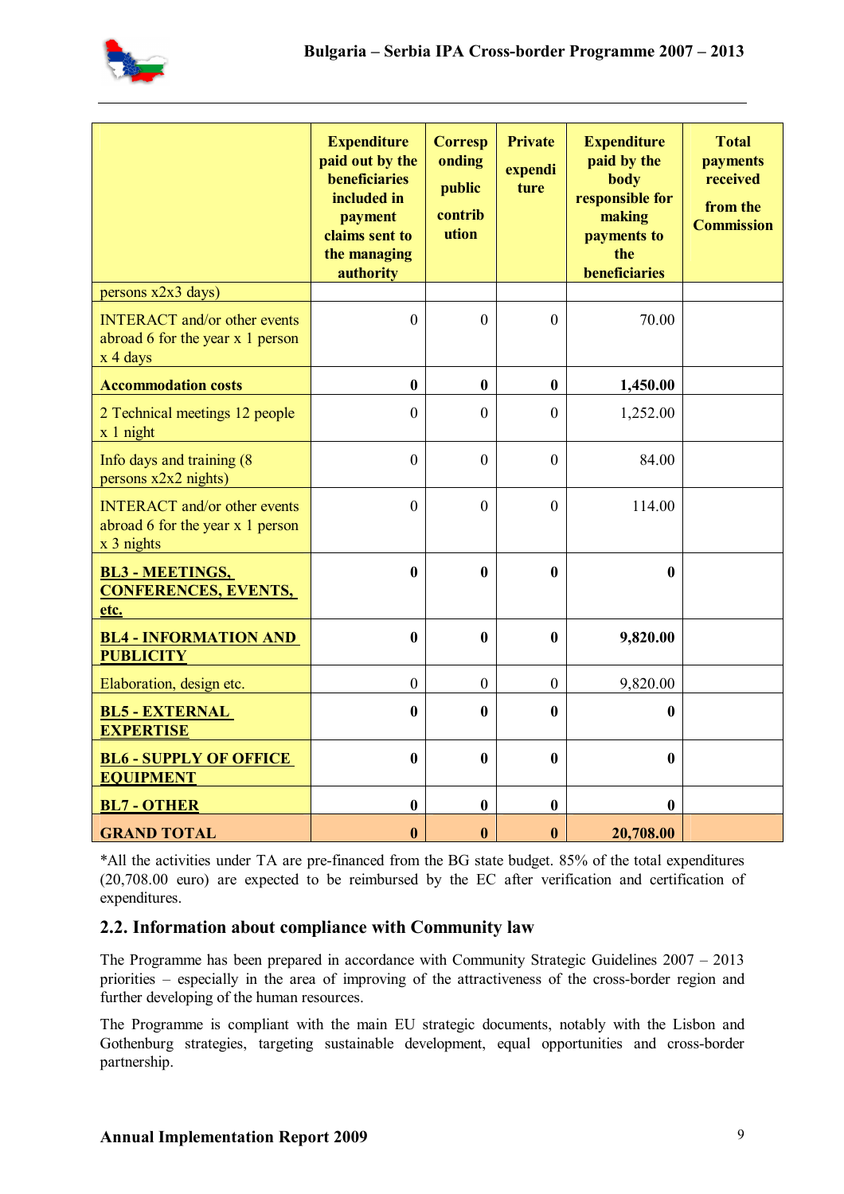| | Expenditure paid out by the beneficiaries included in payment claims sent to the managing authority | Corresponding public contribution | Private expenditure | Expenditure paid by the body responsible for making payments to the beneficiaries | Total payments received from the Commission |
|---|---|---|---|---|---|
| persons x2x3 days) | | | | | |
| INTERACT and/or other events abroad 6 for the year x 1 person x 4 days | 0 | 0 | 0 | 70.00 | |
| **Accommodation costs** | **0** | **0** | **0** | **1,450.00** | |
| 2 Technical meetings 12 people x 1 night | 0 | 0 | 0 | 1,252.00 | |
| Info days and training (8 persons x2x2 nights) | 0 | 0 | 0 | 84.00 | |
| INTERACT and/or other events abroad 6 for the year x 1 person x 3 nights | 0 | 0 | 0 | 114.00 | |
| **BL3 - MEETINGS, CONFERENCES, EVENTS, etc.** | **0** | **0** | **0** | **0** | |
| **BL4 - INFORMATION AND PUBLICITY** | **0** | **0** | **0** | **9,820.00** | |
| Elaboration, design etc. | 0 | 0 | 0 | 9,820.00 | |
| **BL5 - EXTERNAL EXPERTISE** | **0** | **0** | **0** | **0** | |
| **BL6 - SUPPLY OF OFFICE EQUIPMENT** | **0** | **0** | **0** | **0** | |
| **BL7 - OTHER** | **0** | **0** | **0** | **0** | |
| **GRAND TOTAL** | **0** | **0** | **0** | **20,708.00** | |

*All the activities under TA are pre-financed from the BG state budget. 85% of the total expenditures (20,708.00 euro) are expected to be reimbursed by the EC after verification and certification of expenditures.

## 2.2. Information about compliance with Community law

The Programme has been prepared in accordance with Community Strategic Guidelines 2007 – 2013 priorities – especially in the area of improving of the attractiveness of the cross-border region and further developing of the human resources.

The Programme is compliant with the main EU strategic documents, notably with the Lisbon and Gothenburg strategies, targeting sustainable development, equal opportunities and cross-border partnership.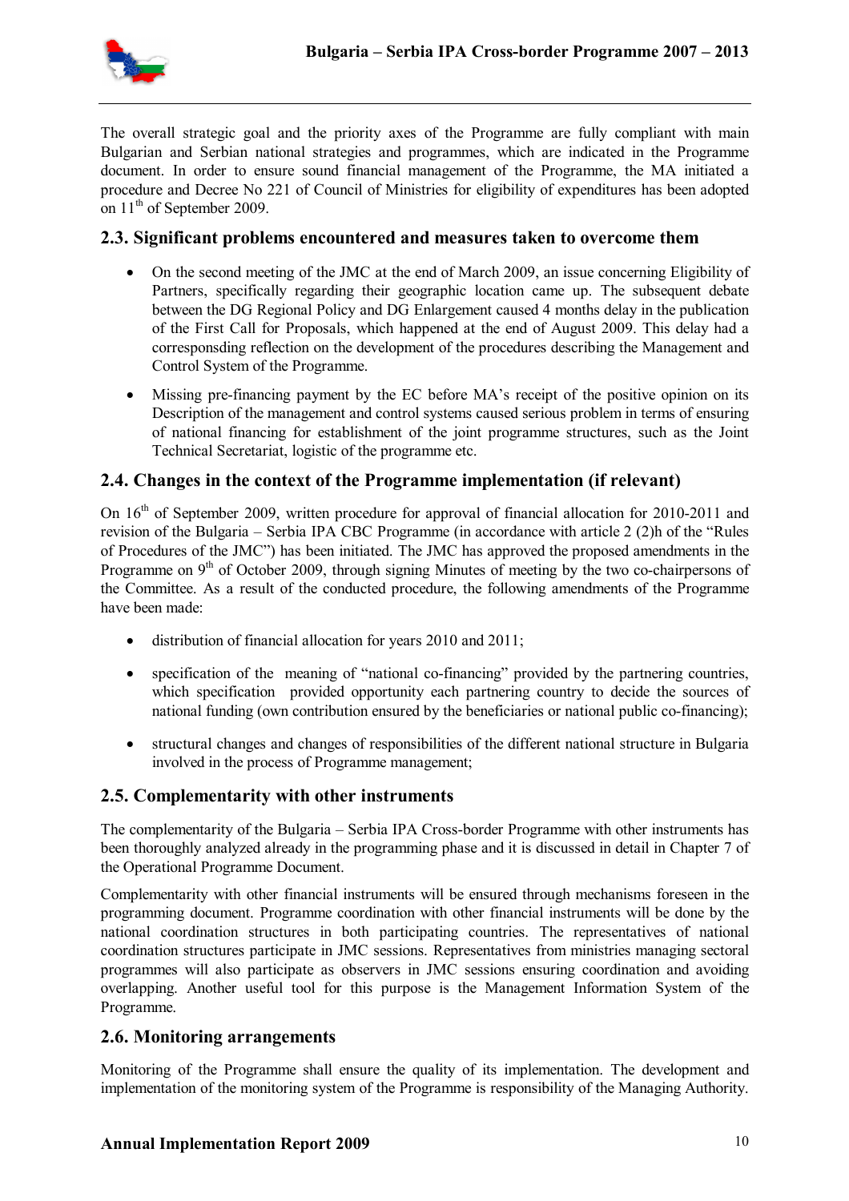The overall strategic goal and the priority axes of the Programme are fully compliant with main Bulgarian and Serbian national strategies and programmes, which are indicated in the Programme document. In order to ensure sound financial management of the Programme, the MA initiated a procedure and Decree No 221 of Council of Ministries for eligibility of expenditures has been adopted on 11th of September 2009.

## 2.3. Significant problems encountered and measures taken to overcome them

- On the second meeting of the JMC at the end of March 2009, an issue concerning Eligibility of Partners, specifically regarding their geographic location came up. The subsequent debate between the DG Regional Policy and DG Enlargement caused 4 months delay in the publication of the First Call for Proposals, which happened at the end of August 2009. This delay had a corresponsding reflection on the development of the procedures describing the Management and Control System of the Programme.
- Missing pre-financing payment by the EC before MA's receipt of the positive opinion on its Description of the management and control systems caused serious problem in terms of ensuring of national financing for establishment of the joint programme structures, such as the Joint Technical Secretariat, logistic of the programme etc.

## 2.4. Changes in the context of the Programme implementation (if relevant)

On 16th of September 2009, written procedure for approval of financial allocation for 2010-2011 and revision of the Bulgaria – Serbia IPA CBC Programme (in accordance with article 2 (2)h of the "Rules of Procedures of the JMC") has been initiated. The JMC has approved the proposed amendments in the Programme on 9th of October 2009, through signing Minutes of meeting by the two co-chairpersons of the Committee. As a result of the conducted procedure, the following amendments of the Programme have been made:

- distribution of financial allocation for years 2010 and 2011;
- specification of the meaning of "national co-financing" provided by the partnering countries, which specification provided opportunity each partnering country to decide the sources of national funding (own contribution ensured by the beneficiaries or national public co-financing);
- structural changes and changes of responsibilities of the different national structure in Bulgaria involved in the process of Programme management;

## 2.5. Complementarity with other instruments

The complementarity of the Bulgaria – Serbia IPA Cross-border Programme with other instruments has been thoroughly analyzed already in the programming phase and it is discussed in detail in Chapter 7 of the Operational Programme Document.

Complementarity with other financial instruments will be ensured through mechanisms foreseen in the programming document. Programme coordination with other financial instruments will be done by the national coordination structures in both participating countries. The representatives of national coordination structures participate in JMC sessions. Representatives from ministries managing sectoral programmes will also participate as observers in JMC sessions ensuring coordination and avoiding overlapping. Another useful tool for this purpose is the Management Information System of the Programme.

## 2.6. Monitoring arrangements

Monitoring of the Programme shall ensure the quality of its implementation. The development and implementation of the monitoring system of the Programme is responsibility of the Managing Authority.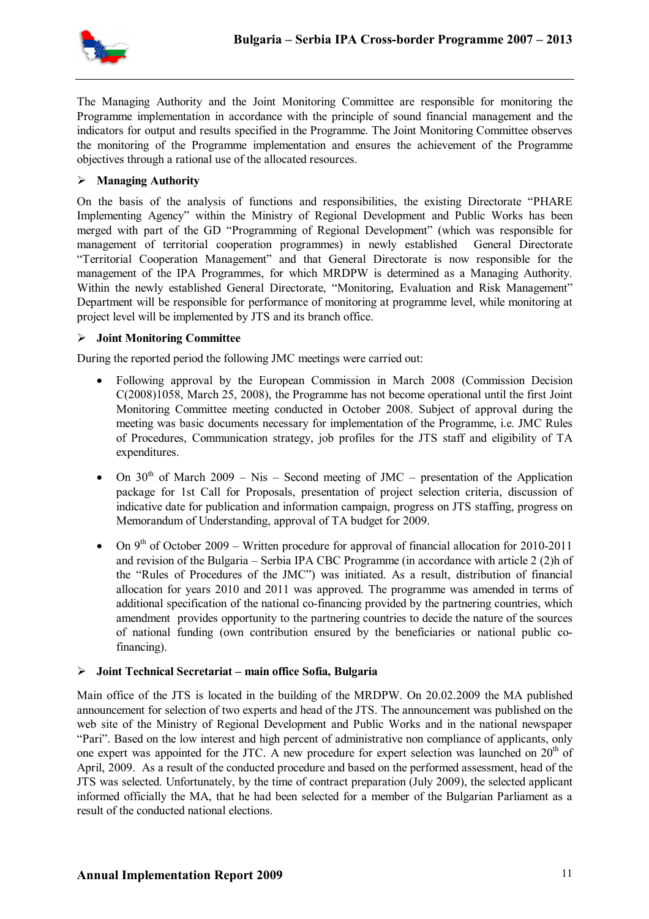The Managing Authority and the Joint Monitoring Committee are responsible for monitoring the Programme implementation in accordance with the principle of sound financial management and the indicators for output and results specified in the Programme. The Joint Monitoring Committee observes the monitoring of the Programme implementation and ensures the achievement of the Programme objectives through a rational use of the allocated resources.

### ➢ Managing Authority

On the basis of the analysis of functions and responsibilities, the existing Directorate "PHARE Implementing Agency" within the Ministry of Regional Development and Public Works has been merged with part of the GD "Programming of Regional Development" (which was responsible for management of territorial cooperation programmes) in newly established General Directorate "Territorial Cooperation Management" and that General Directorate is now responsible for the management of the IPA Programmes, for which MRDPW is determined as a Managing Authority. Within the newly established General Directorate, "Monitoring, Evaluation and Risk Management" Department will be responsible for performance of monitoring at programme level, while monitoring at project level will be implemented by JTS and its branch office.

### ➢ Joint Monitoring Committee

During the reported period the following JMC meetings were carried out:

- Following approval by the European Commission in March 2008 (Commission Decision C(2008)1058, March 25, 2008), the Programme has not become operational until the first Joint Monitoring Committee meeting conducted in October 2008. Subject of approval during the meeting was basic documents necessary for implementation of the Programme, i.e. JMC Rules of Procedures, Communication strategy, job profiles for the JTS staff and eligibility of TA expenditures.

- On 30th of March 2009 – Nis – Second meeting of JMC – presentation of the Application package for 1st Call for Proposals, presentation of project selection criteria, discussion of indicative date for publication and information campaign, progress on JTS staffing, progress on Memorandum of Understanding, approval of TA budget for 2009.

- On 9th of October 2009 – Written procedure for approval of financial allocation for 2010-2011 and revision of the Bulgaria – Serbia IPA CBC Programme (in accordance with article 2 (2)h of the "Rules of Procedures of the JMC") was initiated. As a result, distribution of financial allocation for years 2010 and 2011 was approved. The programme was amended in terms of additional specification of the national co-financing provided by the partnering countries, which amendment provides opportunity to the partnering countries to decide the nature of the sources of national funding (own contribution ensured by the beneficiaries or national public co-financing).

### ➢ Joint Technical Secretariat – main office Sofia, Bulgaria

Main office of the JTS is located in the building of the MRDPW. On 20.02.2009 the MA published announcement for selection of two experts and head of the JTS. The announcement was published on the web site of the Ministry of Regional Development and Public Works and in the national newspaper "Pari". Based on the low interest and high percent of administrative non compliance of applicants, only one expert was appointed for the JTC. A new procedure for expert selection was launched on 20th of April, 2009. As a result of the conducted procedure and based on the performed assessment, head of the JTS was selected. Unfortunately, by the time of contract preparation (July 2009), the selected applicant informed officially the MA, that he had been selected for a member of the Bulgarian Parliament as a result of the conducted national elections.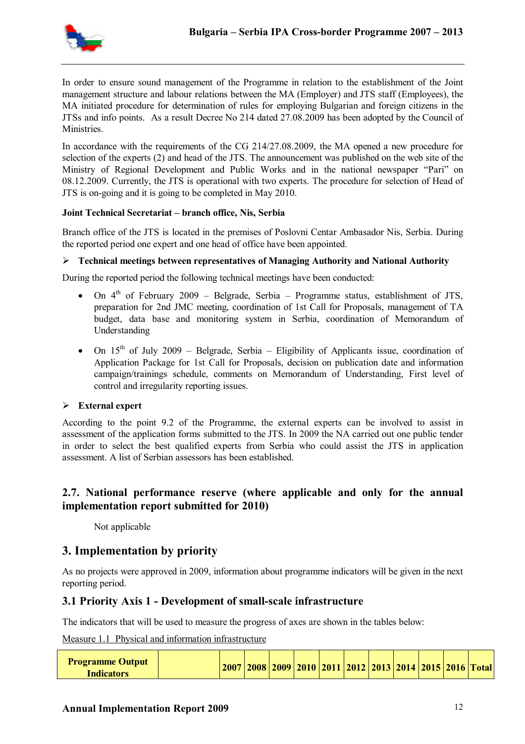In order to ensure sound management of the Programme in relation to the establishment of the Joint management structure and labour relations between the MA (Employer) and JTS staff (Employees), the MA initiated procedure for determination of rules for employing Bulgarian and foreign citizens in the JTSs and info points. As a result Decree No 214 dated 27.08.2009 has been adopted by the Council of Ministries.

In accordance with the requirements of the CG 214/27.08.2009, the MA opened a new procedure for selection of the experts (2) and head of the JTS. The announcement was published on the web site of the Ministry of Regional Development and Public Works and in the national newspaper "Pari" on 08.12.2009. Currently, the JTS is operational with two experts. The procedure for selection of Head of JTS is on-going and it is going to be completed in May 2010.

**Joint Technical Secretariat – branch office, Nis, Serbia**

Branch office of the JTS is located in the premises of Poslovni Centar Ambasador Nis, Serbia. During the reported period one expert and one head of office have been appointed.

- **Technical meetings between representatives of Managing Authority and National Authority**

During the reported period the following technical meetings have been conducted:

- On 4th of February 2009 – Belgrade, Serbia – Programme status, establishment of JTS, preparation for 2nd JMC meeting, coordination of 1st Call for Proposals, management of TA budget, data base and monitoring system in Serbia, coordination of Memorandum of Understanding
- On 15th of July 2009 – Belgrade, Serbia – Eligibility of Applicants issue, coordination of Application Package for 1st Call for Proposals, decision on publication date and information campaign/trainings schedule, comments on Memorandum of Understanding, First level of control and irregularity reporting issues.

- **External expert**

According to the point 9.2 of the Programme, the external experts can be involved to assist in assessment of the application forms submitted to the JTS. In 2009 the NA carried out one public tender in order to select the best qualified experts from Serbia who could assist the JTS in application assessment. A list of Serbian assessors has been established.

## 2.7. National performance reserve (where applicable and only for the annual implementation report submitted for 2010)

Not applicable

# 3. Implementation by priority

As no projects were approved in 2009, information about programme indicators will be given in the next reporting period.

## 3.1 Priority Axis 1 - Development of small-scale infrastructure

The indicators that will be used to measure the progress of axes are shown in the tables below:

Measure 1.1 Physical and information infrastructure

| Programme Output Indicators | | 2007 | 2008 | 2009 | 2010 | 2011 | 2012 | 2013 | 2014 | 2015 | 2016 | Total |
|---|---|---|---|---|---|---|---|---|---|---|---|---|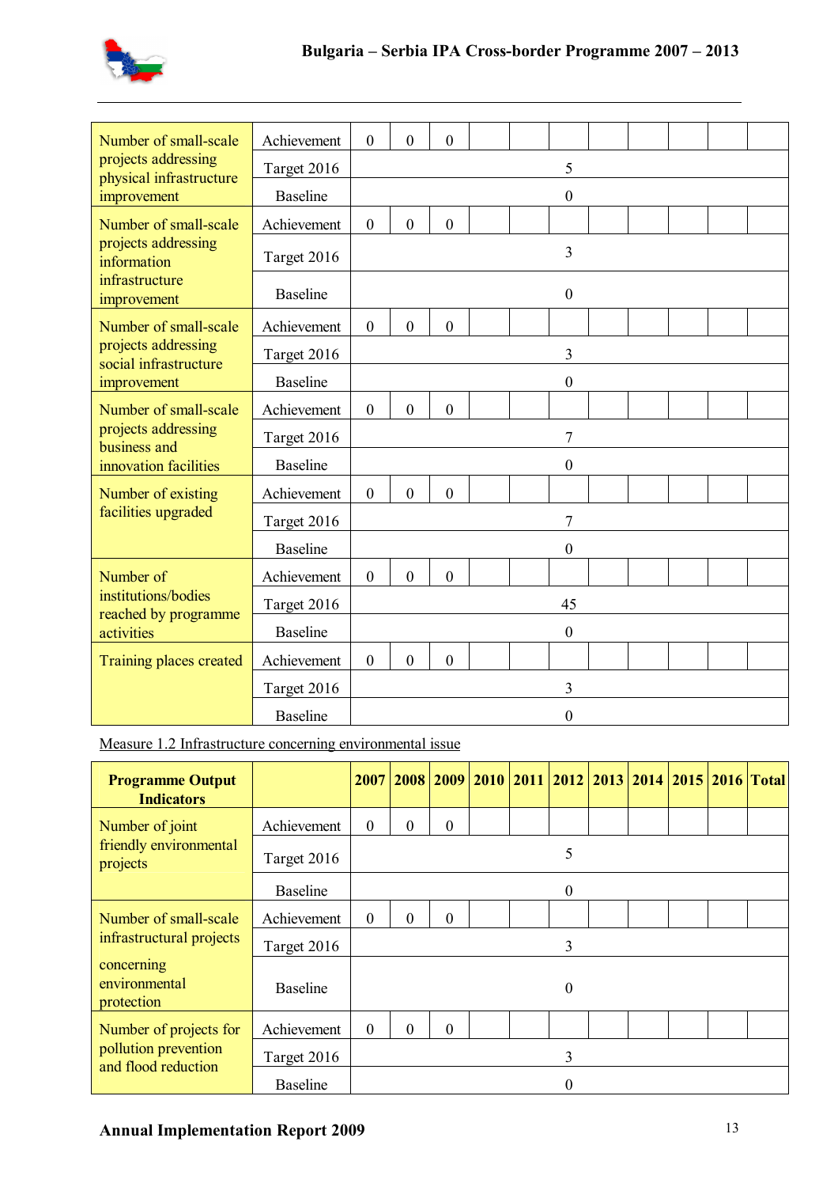| | | | | | | | | | | | | |
|---|---|---|---|---|---|---|---|---|---|---|---|---|
| Number of small-scale projects addressing physical infrastructure improvement | Achievement | 0 | 0 | 0 | | | | | | | | |
| | Target 2016 | | | | | | 5 | | | | | |
| | Baseline | | | | | | 0 | | | | | |
| Number of small-scale projects addressing information infrastructure improvement | Achievement | 0 | 0 | 0 | | | | | | | | |
| | Target 2016 | | | | | | 3 | | | | | |
| | Baseline | | | | | | 0 | | | | | |
| Number of small-scale projects addressing social infrastructure improvement | Achievement | 0 | 0 | 0 | | | | | | | | |
| | Target 2016 | | | | | | 3 | | | | | |
| | Baseline | | | | | | 0 | | | | | |
| Number of small-scale projects addressing business and innovation facilities | Achievement | 0 | 0 | 0 | | | | | | | | |
| | Target 2016 | | | | | | 7 | | | | | |
| | Baseline | | | | | | 0 | | | | | |
| Number of existing facilities upgraded | Achievement | 0 | 0 | 0 | | | | | | | | |
| | Target 2016 | | | | | | 7 | | | | | |
| | Baseline | | | | | | 0 | | | | | |
| Number of institutions/bodies reached by programme activities | Achievement | 0 | 0 | 0 | | | | | | | | |
| | Target 2016 | | | | | | 45 | | | | | |
| | Baseline | | | | | | 0 | | | | | |
| Training places created | Achievement | 0 | 0 | 0 | | | | | | | | |
| | Target 2016 | | | | | | 3 | | | | | |
| | Baseline | | | | | | 0 | | | | | |

Measure 1.2 Infrastructure concerning environmental issue

| Programme Output Indicators | | 2007 | 2008 | 2009 | 2010 | 2011 | 2012 | 2013 | 2014 | 2015 | 2016 | Total |
|---|---|---|---|---|---|---|---|---|---|---|---|---|
| Number of joint friendly environmental projects | Achievement | 0 | 0 | 0 | | | | | | | | |
| | Target 2016 | | | | | | 5 | | | | | |
| | Baseline | | | | | | 0 | | | | | |
| Number of small-scale infrastructural projects concerning environmental protection | Achievement | 0 | 0 | 0 | | | | | | | | |
| | Target 2016 | | | | | | 3 | | | | | |
| | Baseline | | | | | | 0 | | | | | |
| Number of projects for pollution prevention and flood reduction | Achievement | 0 | 0 | 0 | | | | | | | | |
| | Target 2016 | | | | | | 3 | | | | | |
| | Baseline | | | | | | 0 | | | | | |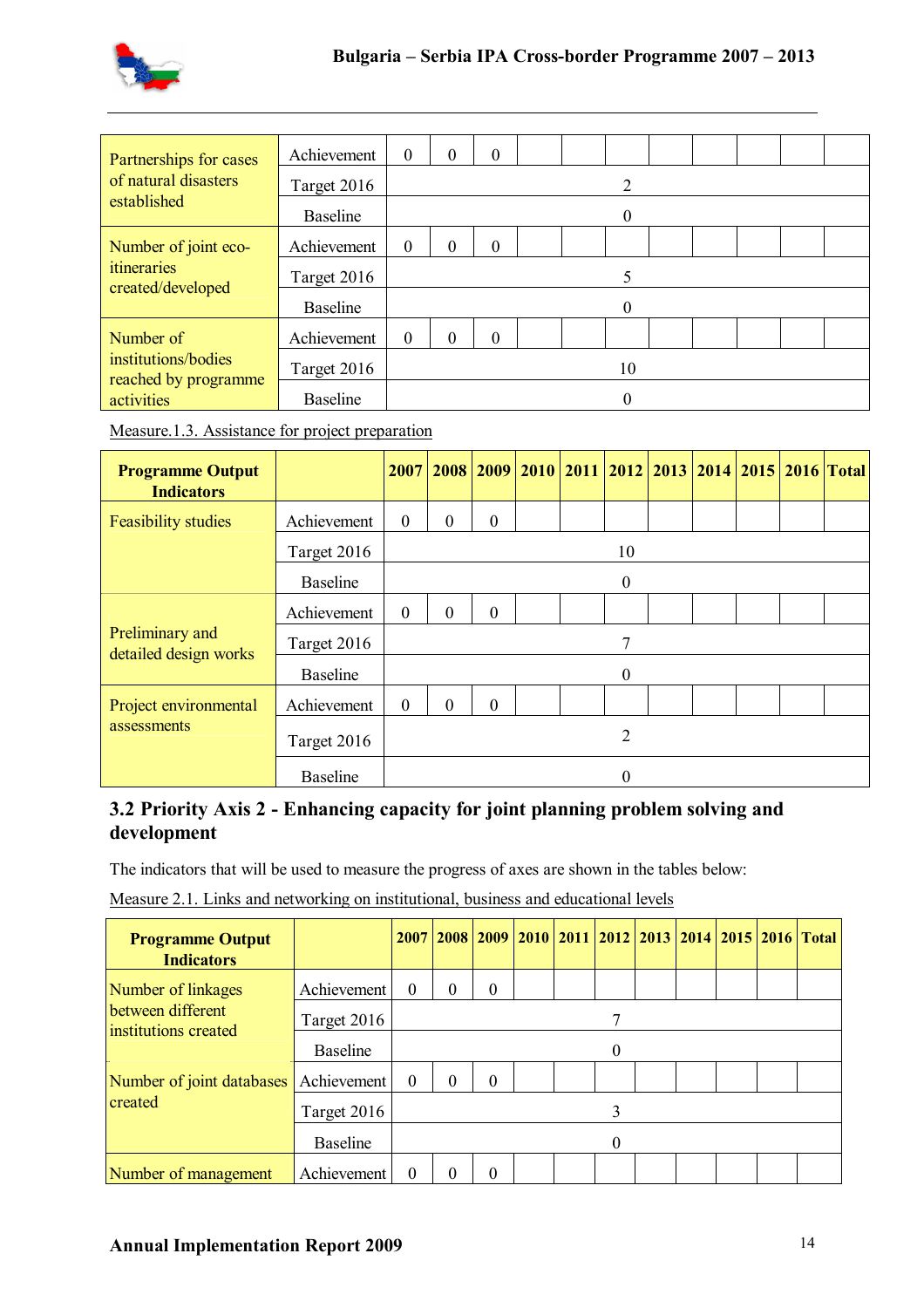| | | | | | | | | | | | | |
|---|---|---|---|---|---|---|---|---|---|---|---|---|
| Partnerships for cases of natural disasters established | Achievement | 0 | 0 | 0 | | | | | | | | |
| | Target 2016 | 2 | | | | | | | | | | |
| | Baseline | 0 | | | | | | | | | | |
| Number of joint eco-itineraries created/developed | Achievement | 0 | 0 | 0 | | | | | | | | |
| | Target 2016 | 5 | | | | | | | | | | |
| | Baseline | 0 | | | | | | | | | | |
| Number of institutions/bodies reached by programme activities | Achievement | 0 | 0 | 0 | | | | | | | | |
| | Target 2016 | 10 | | | | | | | | | | |
| | Baseline | 0 | | | | | | | | | | |

Measure.1.3. Assistance for project preparation

| Programme Output Indicators | | 2007 | 2008 | 2009 | 2010 | 2011 | 2012 | 2013 | 2014 | 2015 | 2016 | Total |
|---|---|---|---|---|---|---|---|---|---|---|---|---|
| Feasibility studies | Achievement | 0 | 0 | 0 | | | | | | | | |
| | Target 2016 | 10 | | | | | | | | | | |
| | Baseline | 0 | | | | | | | | | | |
| Preliminary and detailed design works | Achievement | 0 | 0 | 0 | | | | | | | | |
| | Target 2016 | 7 | | | | | | | | | | |
| | Baseline | 0 | | | | | | | | | | |
| Project environmental assessments | Achievement | 0 | 0 | 0 | | | | | | | | |
| | Target 2016 | 2 | | | | | | | | | | |
| | Baseline | 0 | | | | | | | | | | |

## 3.2 Priority Axis 2 - Enhancing capacity for joint planning problem solving and development

The indicators that will be used to measure the progress of axes are shown in the tables below:

Measure 2.1. Links and networking on institutional, business and educational levels

| Programme Output Indicators | | 2007 | 2008 | 2009 | 2010 | 2011 | 2012 | 2013 | 2014 | 2015 | 2016 | Total |
|---|---|---|---|---|---|---|---|---|---|---|---|---|
| Number of linkages between different institutions created | Achievement | 0 | 0 | 0 | | | | | | | | |
| | Target 2016 | 7 | | | | | | | | | | |
| | Baseline | 0 | | | | | | | | | | |
| Number of joint databases created | Achievement | 0 | 0 | 0 | | | | | | | | |
| | Target 2016 | 3 | | | | | | | | | | |
| | Baseline | 0 | | | | | | | | | | |
| Number of management | Achievement | 0 | 0 | 0 | | | | | | | | |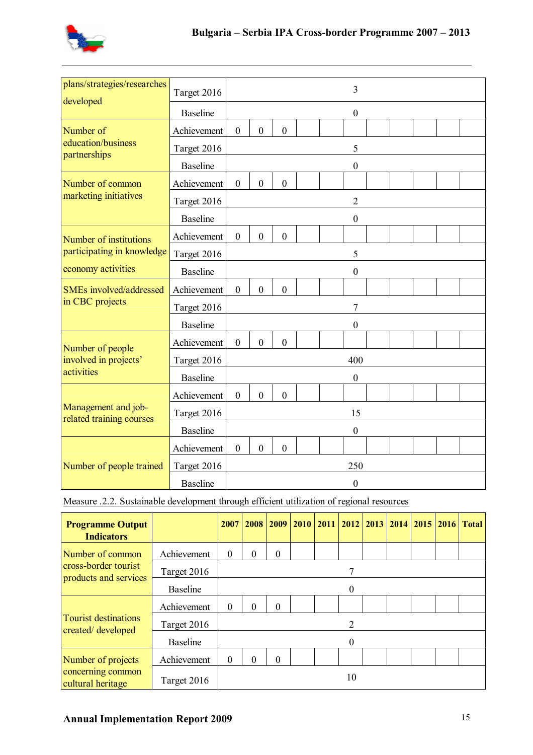| | | | | | | | | | | | | |
|---|---|---|---|---|---|---|---|---|---|---|---|---|
| plans/strategies/researches developed | Target 2016 | 3 | | | | | | | | | | |
| | Baseline | 0 | | | | | | | | | | |
| Number of education/business partnerships | Achievement | 0 | 0 | 0 | | | | | | | | |
| | Target 2016 | 5 | | | | | | | | | | |
| | Baseline | 0 | | | | | | | | | | |
| Number of common marketing initiatives | Achievement | 0 | 0 | 0 | | | | | | | | |
| | Target 2016 | 2 | | | | | | | | | | |
| | Baseline | 0 | | | | | | | | | | |
| Number of institutions participating in knowledge economy activities | Achievement | 0 | 0 | 0 | | | | | | | | |
| | Target 2016 | 5 | | | | | | | | | | |
| | Baseline | 0 | | | | | | | | | | |
| SMEs involved/addressed in CBC projects | Achievement | 0 | 0 | 0 | | | | | | | | |
| | Target 2016 | 7 | | | | | | | | | | |
| | Baseline | 0 | | | | | | | | | | |
| Number of people involved in projects' activities | Achievement | 0 | 0 | 0 | | | | | | | | |
| | Target 2016 | 400 | | | | | | | | | | |
| | Baseline | 0 | | | | | | | | | | |
| Management and job-related training courses | Achievement | 0 | 0 | 0 | | | | | | | | |
| | Target 2016 | 15 | | | | | | | | | | |
| | Baseline | 0 | | | | | | | | | | |
| Number of people trained | Achievement | 0 | 0 | 0 | | | | | | | | |
| | Target 2016 | 250 | | | | | | | | | | |
| | Baseline | 0 | | | | | | | | | | |

Measure .2.2. Sustainable development through efficient utilization of regional resources

| **Programme Output Indicators** | | **2007** | **2008** | **2009** | **2010** | **2011** | **2012** | **2013** | **2014** | **2015** | **2016** | **Total** |
|---|---|---|---|---|---|---|---|---|---|---|---|---|
| Number of common cross-border tourist products and services | Achievement | 0 | 0 | 0 | | | | | | | | |
| | Target 2016 | 7 | | | | | | | | | | |
| | Baseline | 0 | | | | | | | | | | |
| Tourist destinations created/ developed | Achievement | 0 | 0 | 0 | | | | | | | | |
| | Target 2016 | 2 | | | | | | | | | | |
| | Baseline | 0 | | | | | | | | | | |
| Number of projects concerning common cultural heritage | Achievement | 0 | 0 | 0 | | | | | | | | |
| | Target 2016 | 10 | | | | | | | | | | |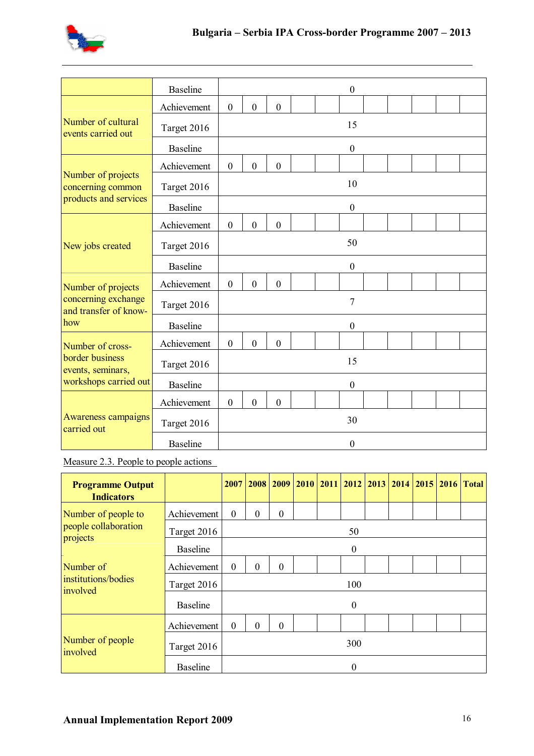| | | | | | | | | | | | | |
|---|---|---|---|---|---|---|---|---|---|---|---|---|
| | Baseline | 0 | | | | | | | | | | |
| Number of cultural events carried out | Achievement | 0 | 0 | 0 | | | | | | | | |
| | Target 2016 | 15 | | | | | | | | | | |
| | Baseline | 0 | | | | | | | | | | |
| Number of projects concerning common products and services | Achievement | 0 | 0 | 0 | | | | | | | | |
| | Target 2016 | 10 | | | | | | | | | | |
| | Baseline | 0 | | | | | | | | | | |
| New jobs created | Achievement | 0 | 0 | 0 | | | | | | | | |
| | Target 2016 | 50 | | | | | | | | | | |
| | Baseline | 0 | | | | | | | | | | |
| Number of projects concerning exchange and transfer of know-how | Achievement | 0 | 0 | 0 | | | | | | | | |
| | Target 2016 | 7 | | | | | | | | | | |
| | Baseline | 0 | | | | | | | | | | |
| Number of cross-border business events, seminars, workshops carried out | Achievement | 0 | 0 | 0 | | | | | | | | |
| | Target 2016 | 15 | | | | | | | | | | |
| | Baseline | 0 | | | | | | | | | | |
| Awareness campaigns carried out | Achievement | 0 | 0 | 0 | | | | | | | | |
| | Target 2016 | 30 | | | | | | | | | | |
| | Baseline | 0 | | | | | | | | | | |

Measure 2.3. People to people actions

| Programme Output Indicators | | 2007 | 2008 | 2009 | 2010 | 2011 | 2012 | 2013 | 2014 | 2015 | 2016 | Total |
|---|---|---|---|---|---|---|---|---|---|---|---|---|
| Number of people to people collaboration projects | Achievement | 0 | 0 | 0 | | | | | | | | |
| | Target 2016 | 50 | | | | | | | | | | |
| | Baseline | 0 | | | | | | | | | | |
| Number of institutions/bodies involved | Achievement | 0 | 0 | 0 | | | | | | | | |
| | Target 2016 | 100 | | | | | | | | | | |
| | Baseline | 0 | | | | | | | | | | |
| Number of people involved | Achievement | 0 | 0 | 0 | | | | | | | | |
| | Target 2016 | 300 | | | | | | | | | | |
| | Baseline | 0 | | | | | | | | | | |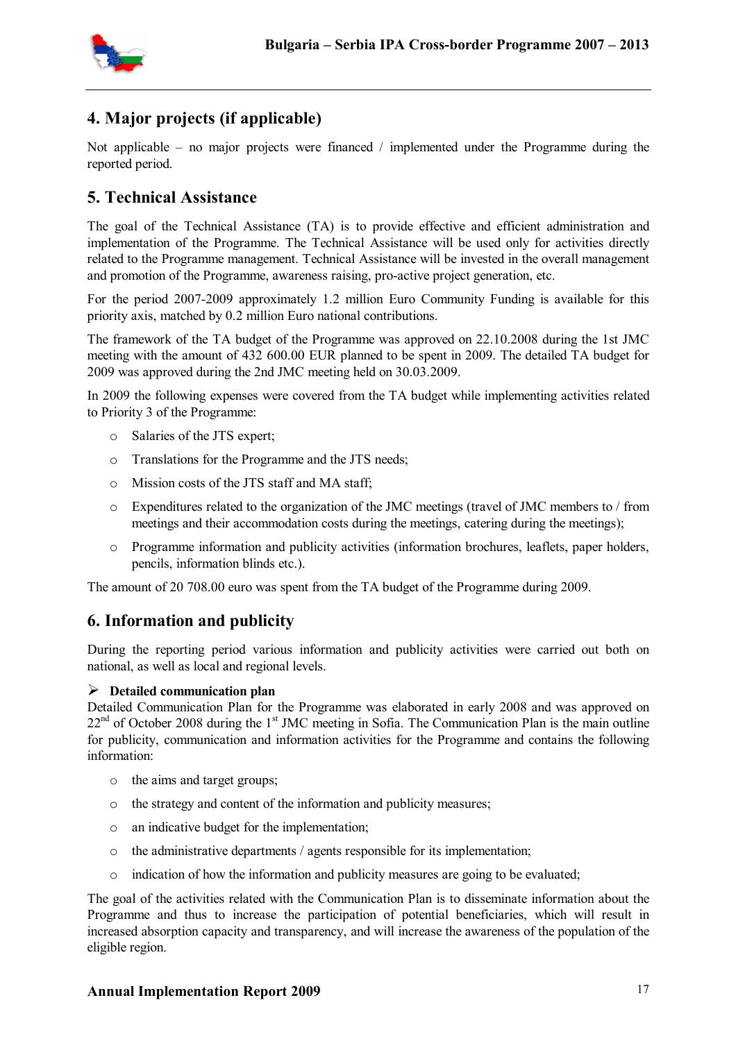## 4. Major projects (if applicable)

Not applicable – no major projects were financed / implemented under the Programme during the reported period.

## 5. Technical Assistance

The goal of the Technical Assistance (TA) is to provide effective and efficient administration and implementation of the Programme. The Technical Assistance will be used only for activities directly related to the Programme management. Technical Assistance will be invested in the overall management and promotion of the Programme, awareness raising, pro-active project generation, etc.

For the period 2007-2009 approximately 1.2 million Euro Community Funding is available for this priority axis, matched by 0.2 million Euro national contributions.

The framework of the TA budget of the Programme was approved on 22.10.2008 during the 1st JMC meeting with the amount of 432 600.00 EUR planned to be spent in 2009. The detailed TA budget for 2009 was approved during the 2nd JMC meeting held on 30.03.2009.

In 2009 the following expenses were covered from the TA budget while implementing activities related to Priority 3 of the Programme:

- Salaries of the JTS expert;
- Translations for the Programme and the JTS needs;
- Mission costs of the JTS staff and MA staff;
- Expenditures related to the organization of the JMC meetings (travel of JMC members to / from meetings and their accommodation costs during the meetings, catering during the meetings);
- Programme information and publicity activities (information brochures, leaflets, paper holders, pencils, information blinds etc.).

The amount of 20 708.00 euro was spent from the TA budget of the Programme during 2009.

## 6. Information and publicity

During the reporting period various information and publicity activities were carried out both on national, as well as local and regional levels.

- **Detailed communication plan**

Detailed Communication Plan for the Programme was elaborated in early 2008 and was approved on 22nd of October 2008 during the 1st JMC meeting in Sofia. The Communication Plan is the main outline for publicity, communication and information activities for the Programme and contains the following information:

- the aims and target groups;
- the strategy and content of the information and publicity measures;
- an indicative budget for the implementation;
- the administrative departments / agents responsible for its implementation;
- indication of how the information and publicity measures are going to be evaluated;

The goal of the activities related with the Communication Plan is to disseminate information about the Programme and thus to increase the participation of potential beneficiaries, which will result in increased absorption capacity and transparency, and will increase the awareness of the population of the eligible region.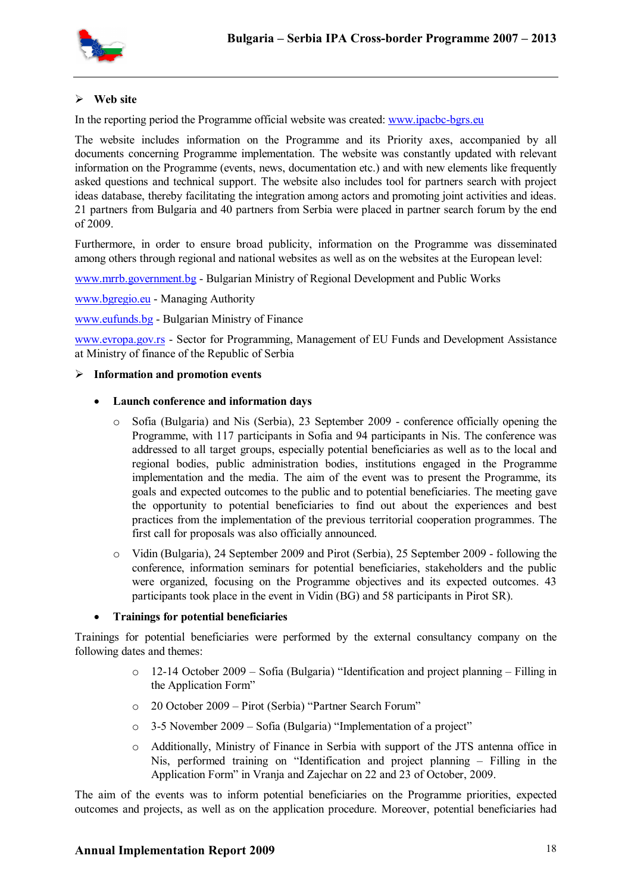- **Web site**

In the reporting period the Programme official website was created: www.ipacbc-bgrs.eu

The website includes information on the Programme and its Priority axes, accompanied by all documents concerning Programme implementation. The website was constantly updated with relevant information on the Programme (events, news, documentation etc.) and with new elements like frequently asked questions and technical support. The website also includes tool for partners search with project ideas database, thereby facilitating the integration among actors and promoting joint activities and ideas. 21 partners from Bulgaria and 40 partners from Serbia were placed in partner search forum by the end of 2009.

Furthermore, in order to ensure broad publicity, information on the Programme was disseminated among others through regional and national websites as well as on the websites at the European level:

www.mrrb.government.bg - Bulgarian Ministry of Regional Development and Public Works

www.bgregio.eu - Managing Authority

www.eufunds.bg - Bulgarian Ministry of Finance

www.evropa.gov.rs - Sector for Programming, Management of EU Funds and Development Assistance at Ministry of finance of the Republic of Serbia

- **Information and promotion events**

  - **Launch conference and information days**

    - Sofia (Bulgaria) and Nis (Serbia), 23 September 2009 - conference officially opening the Programme, with 117 participants in Sofia and 94 participants in Nis. The conference was addressed to all target groups, especially potential beneficiaries as well as to the local and regional bodies, public administration bodies, institutions engaged in the Programme implementation and the media. The aim of the event was to present the Programme, its goals and expected outcomes to the public and to potential beneficiaries. The meeting gave the opportunity to potential beneficiaries to find out about the experiences and best practices from the implementation of the previous territorial cooperation programmes. The first call for proposals was also officially announced.
    - Vidin (Bulgaria), 24 September 2009 and Pirot (Serbia), 25 September 2009 - following the conference, information seminars for potential beneficiaries, stakeholders and the public were organized, focusing on the Programme objectives and its expected outcomes. 43 participants took place in the event in Vidin (BG) and 58 participants in Pirot SR).

  - **Trainings for potential beneficiaries**

Trainings for potential beneficiaries were performed by the external consultancy company on the following dates and themes:

- 12-14 October 2009 – Sofia (Bulgaria) "Identification and project planning – Filling in the Application Form"
- 20 October 2009 – Pirot (Serbia) "Partner Search Forum"
- 3-5 November 2009 – Sofia (Bulgaria) "Implementation of a project"
- Additionally, Ministry of Finance in Serbia with support of the JTS antenna office in Nis, performed training on "Identification and project planning – Filling in the Application Form" in Vranja and Zajechar on 22 and 23 of October, 2009.

The aim of the events was to inform potential beneficiaries on the Programme priorities, expected outcomes and projects, as well as on the application procedure. Moreover, potential beneficiaries had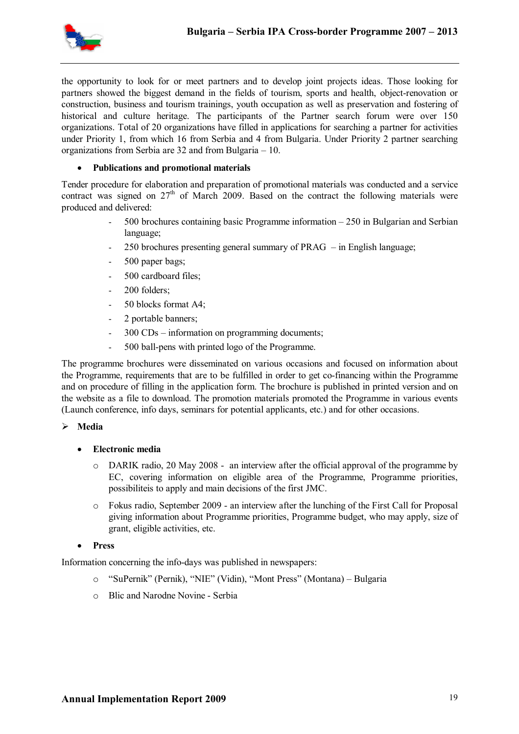the opportunity to look for or meet partners and to develop joint projects ideas. Those looking for partners showed the biggest demand in the fields of tourism, sports and health, object-renovation or construction, business and tourism trainings, youth occupation as well as preservation and fostering of historical and culture heritage. The participants of the Partner search forum were over 150 organizations. Total of 20 organizations have filled in applications for searching a partner for activities under Priority 1, from which 16 from Serbia and 4 from Bulgaria. Under Priority 2 partner searching organizations from Serbia are 32 and from Bulgaria – 10.

- **Publications and promotional materials**

Tender procedure for elaboration and preparation of promotional materials was conducted and a service contract was signed on 27th of March 2009. Based on the contract the following materials were produced and delivered:

- 500 brochures containing basic Programme information – 250 in Bulgarian and Serbian language;
- 250 brochures presenting general summary of PRAG – in English language;
- 500 paper bags;
- 500 cardboard files;
- 200 folders;
- 50 blocks format A4;
- 2 portable banners;
- 300 CDs – information on programming documents;
- 500 ball-pens with printed logo of the Programme.

The programme brochures were disseminated on various occasions and focused on information about the Programme, requirements that are to be fulfilled in order to get co-financing within the Programme and on procedure of filling in the application form. The brochure is published in printed version and on the website as a file to download. The promotion materials promoted the Programme in various events (Launch conference, info days, seminars for potential applicants, etc.) and for other occasions.

➢ **Media**

- **Electronic media**
  - DARIK radio, 20 May 2008 - an interview after the official approval of the programme by EC, covering information on eligible area of the Programme, Programme priorities, possibiliteis to apply and main decisions of the first JMC.
  - Fokus radio, September 2009 - an interview after the lunching of the First Call for Proposal giving information about Programme priorities, Programme budget, who may apply, size of grant, eligible activities, etc.

- **Press**

Information concerning the info-days was published in newspapers:

- "SuPernik" (Pernik), "NIE" (Vidin), "Mont Press" (Montana) – Bulgaria
- Blic and Narodne Novine - Serbia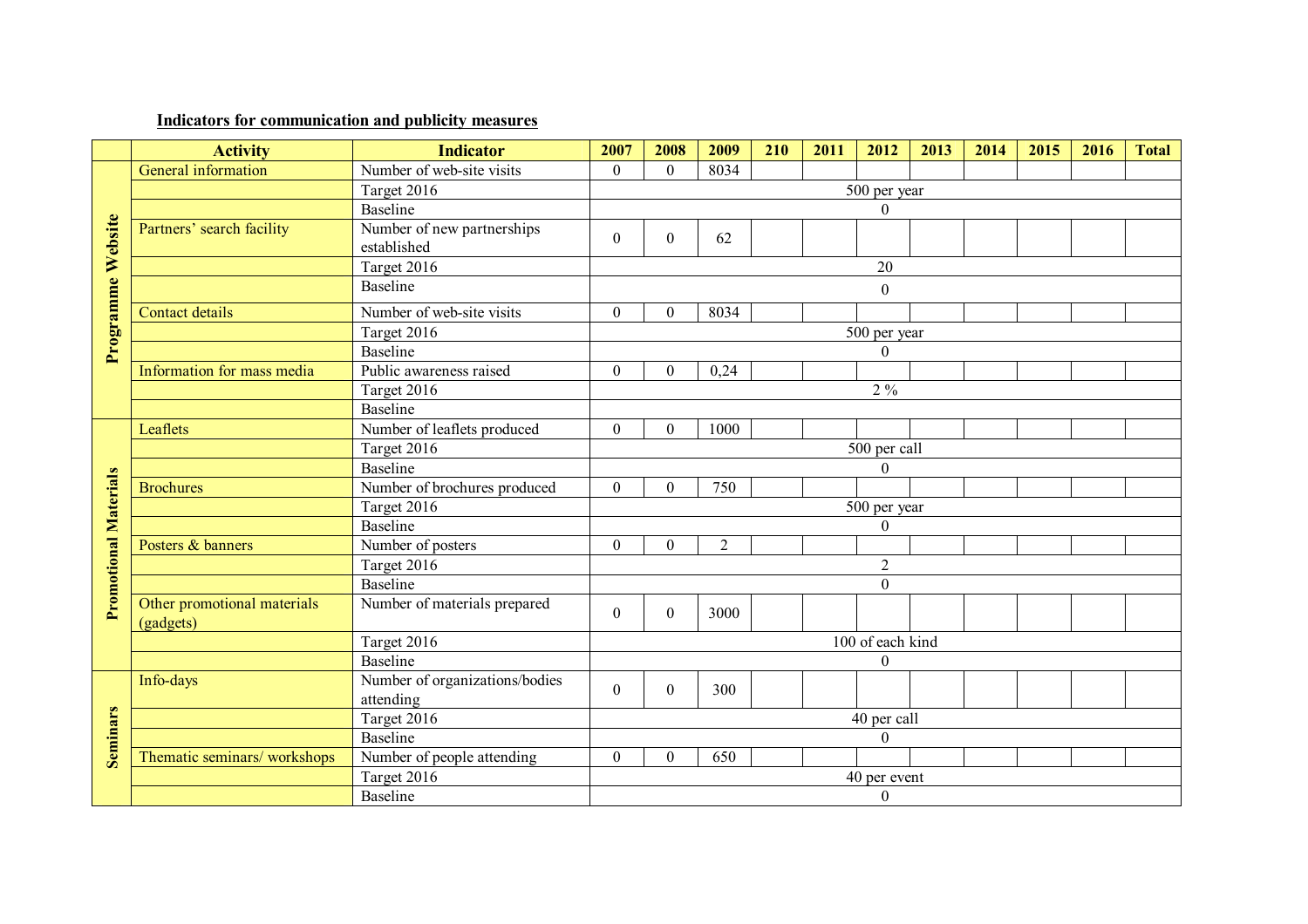**Indicators for communication and publicity measures**

| | Activity | Indicator | 2007 | 2008 | 2009 | 210 | 2011 | 2012 | 2013 | 2014 | 2015 | 2016 | Total |
|---|---|---|---|---|---|---|---|---|---|---|---|---|---|
| Programme Website | General information | Number of web-site visits | 0 | 0 | 8034 | | | | | | | | |
| | | Target 2016 | 500 per year | | | | | | | | | | |
| | | Baseline | 0 | | | | | | | | | | |
| | Partners' search facility | Number of new partnerships established | 0 | 0 | 62 | | | | | | | | |
| | | Target 2016 | 20 | | | | | | | | | | |
| | | Baseline | 0 | | | | | | | | | | |
| | Contact details | Number of web-site visits | 0 | 0 | 8034 | | | | | | | | |
| | | Target 2016 | 500 per year | | | | | | | | | | |
| | | Baseline | 0 | | | | | | | | | | |
| | Information for mass media | Public awareness raised | 0 | 0 | 0,24 | | | | | | | | |
| | | Target 2016 | 2 % | | | | | | | | | | |
| | | Baseline | | | | | | | | | | | |
| Promotional Materials | Leaflets | Number of leaflets produced | 0 | 0 | 1000 | | | | | | | | |
| | | Target 2016 | 500 per call | | | | | | | | | | |
| | | Baseline | 0 | | | | | | | | | | |
| | Brochures | Number of brochures produced | 0 | 0 | 750 | | | | | | | | |
| | | Target 2016 | 500 per year | | | | | | | | | | |
| | | Baseline | 0 | | | | | | | | | | |
| | Posters & banners | Number of posters | 0 | 0 | 2 | | | | | | | | |
| | | Target 2016 | 2 | | | | | | | | | | |
| | | Baseline | 0 | | | | | | | | | | |
| | Other promotional materials (gadgets) | Number of materials prepared | 0 | 0 | 3000 | | | | | | | | |
| | | Target 2016 | 100 of each kind | | | | | | | | | | |
| | | Baseline | 0 | | | | | | | | | | |
| Seminars | Info-days | Number of organizations/bodies attending | 0 | 0 | 300 | | | | | | | | |
| | | Target 2016 | 40 per call | | | | | | | | | | |
| | | Baseline | 0 | | | | | | | | | | |
| | Thematic seminars/ workshops | Number of people attending | 0 | 0 | 650 | | | | | | | | |
| | | Target 2016 | 40 per event | | | | | | | | | | |
| | | Baseline | 0 | | | | | | | | | | |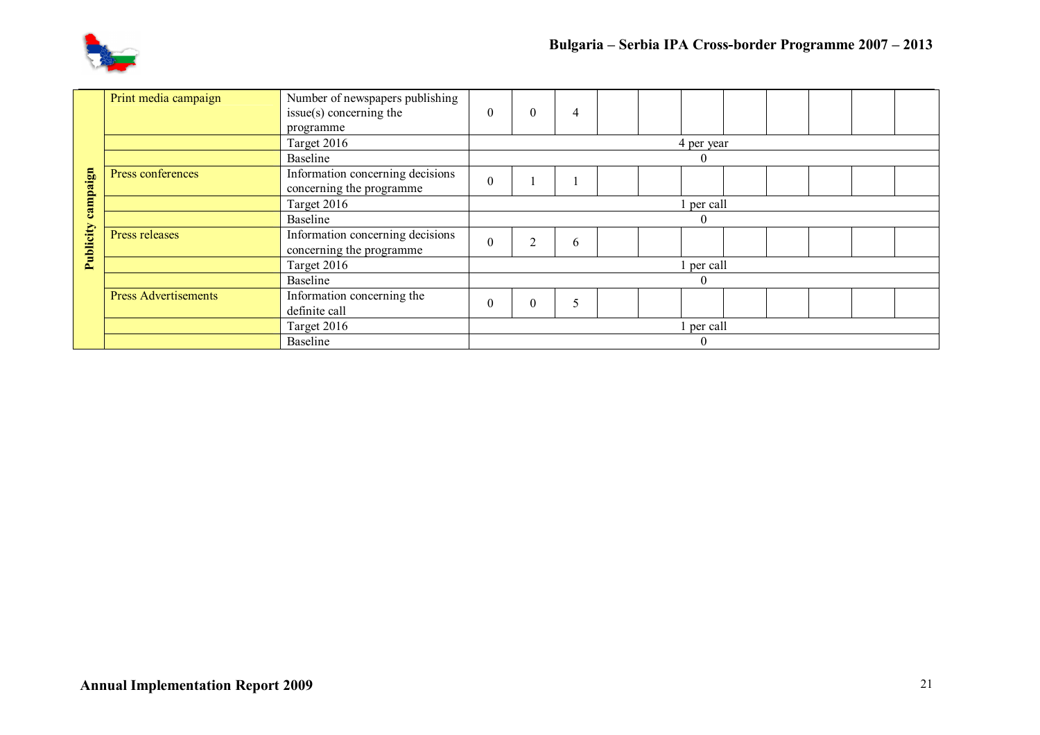| | | | | | | | | | | | | | |
|---|---|---|---|---|---|---|---|---|---|---|---|---|---|
| Publicity campaign | Print media campaign | Number of newspapers publishing issue(s) concerning the programme | 0 | 0 | 4 | | | | | | | | |
| | | Target 2016 | 4 per year | | | | | | | | | | |
| | | Baseline | 0 | | | | | | | | | | |
| | Press conferences | Information concerning decisions concerning the programme | 0 | 1 | 1 | | | | | | | | |
| | | Target 2016 | 1 per call | | | | | | | | | | |
| | | Baseline | 0 | | | | | | | | | | |
| | Press releases | Information concerning decisions concerning the programme | 0 | 2 | 6 | | | | | | | | |
| | | Target 2016 | 1 per call | | | | | | | | | | |
| | | Baseline | 0 | | | | | | | | | | |
| | Press Advertisements | Information concerning the definite call | 0 | 0 | 5 | | | | | | | | |
| | | Target 2016 | 1 per call | | | | | | | | | | |
| | | Baseline | 0 | | | | | | | | | | |